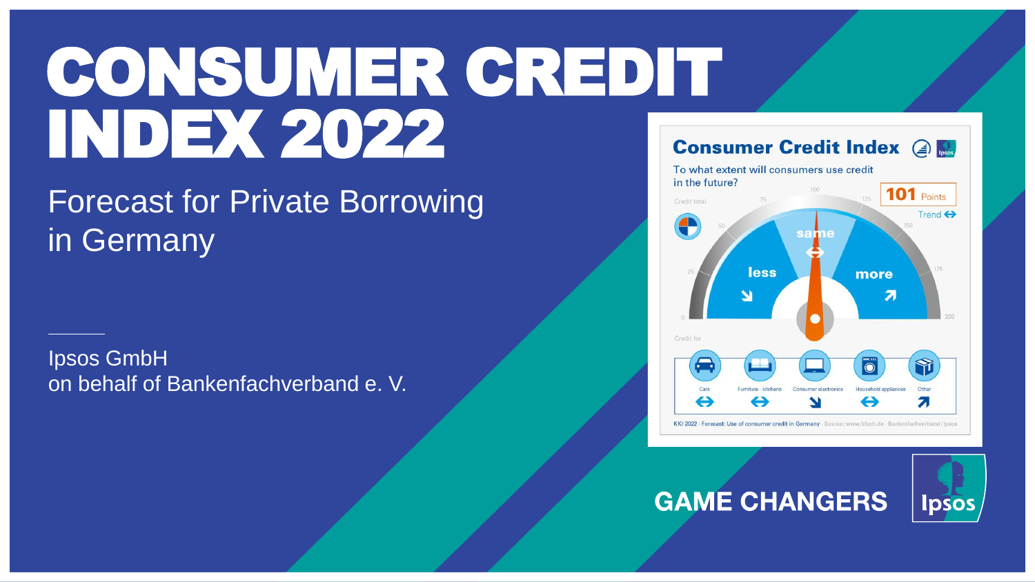# CONSUMER CREDIT INDEX 2022

Forecast for Private Borrowing in Germany

Ipsos GmbH
on behalf of Bankenfachverband e. V.

## Consumer Credit Index

To what extent will consumers use credit in the future?

Credit total

0 25 50 75 100 125 150 175 200

less ↘ same ⇔ more ↗

**101** Points

Trend ⇔

Credit for

| Cars | Furniture · kitchens | Consumer electronics | Household appliances | Other |
| --- | --- | --- | --- | --- |
| ⇔ | ⇔ | ↘ | ⇔ | ↗ |

KKI 2022 · Forecast: Use of consumer credit in Germany · Source: www.bfach.de · Bankenfachverband / Ipsos

GAME CHANGERS

Ipsos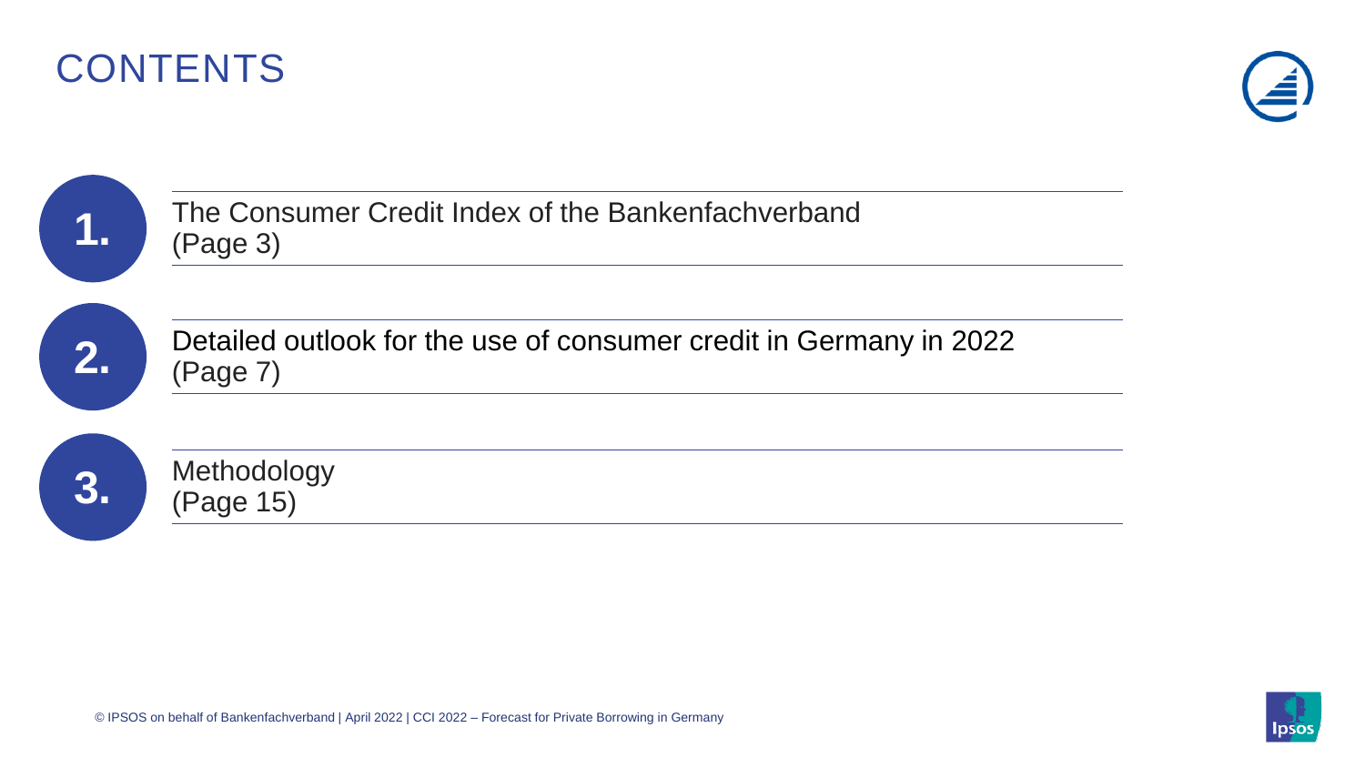# CONTENTS

1. The Consumer Credit Index of the Bankenfachverband
   (Page 3)

2. Detailed outlook for the use of consumer credit in Germany in 2022
   (Page 7)

3. Methodology
   (Page 15)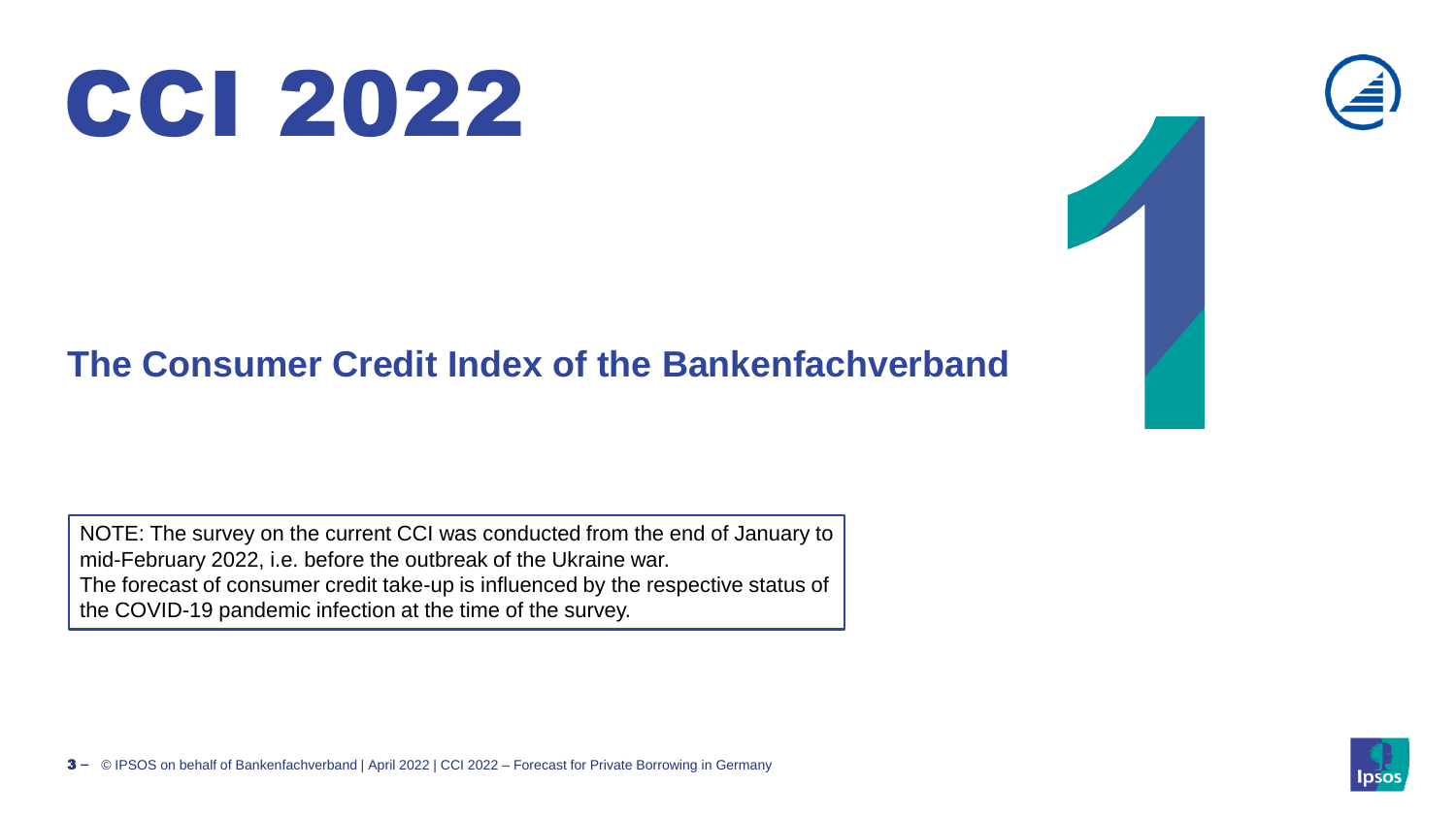# CCI 2022

## The Consumer Credit Index of the Bankenfachverband

NOTE: The survey on the current CCI was conducted from the end of January to mid-February 2022, i.e. before the outbreak of the Ukraine war.
The forecast of consumer credit take-up is influenced by the respective status of the COVID-19 pandemic infection at the time of the survey.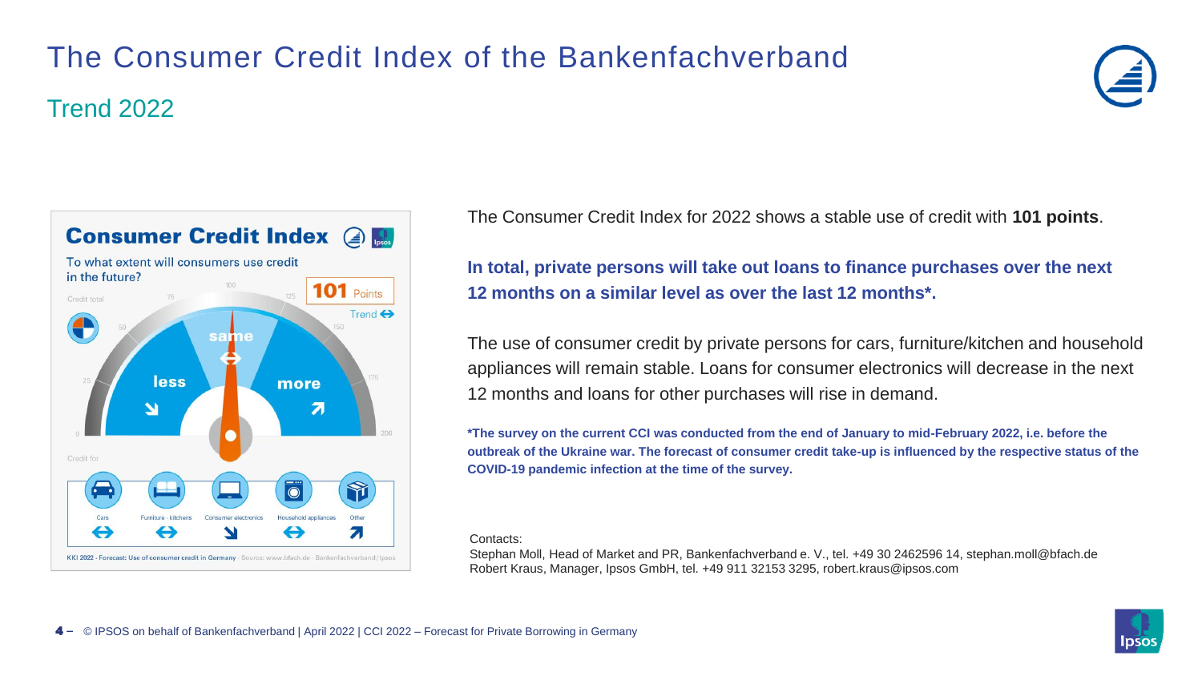# The Consumer Credit Index of the Bankenfachverband

## Trend 2022

**Consumer Credit Index**

To what extent will consumers use credit in the future?

Credit total

101 Points

Trend ⇔

less ↘ | same ⇔ | more ↗

Credit for

| Cars | Furniture · kitchens | Consumer electronics | Household appliances | Other |
| --- | --- | --- | --- | --- |
| ⇔ | ⇔ | ↘ | ⇔ | ↗ |

KKI 2022 · Forecast: Use of consumer credit in Germany · Source: www.bfach.de · Bankenfachverband/Ipsos

The Consumer Credit Index for 2022 shows a stable use of credit with **101 points**.

**In total, private persons will take out loans to finance purchases over the next 12 months on a similar level as over the last 12 months*.**

The use of consumer credit by private persons for cars, furniture/kitchen and household appliances will remain stable. Loans for consumer electronics will decrease in the next 12 months and loans for other purchases will rise in demand.

***The survey on the current CCI was conducted from the end of January to mid-February 2022, i.e. before the outbreak of the Ukraine war. The forecast of consumer credit take-up is influenced by the respective status of the COVID-19 pandemic infection at the time of the survey.**

Contacts:
Stephan Moll, Head of Market and PR, Bankenfachverband e. V., tel. +49 30 2462596 14, stephan.moll@bfach.de
Robert Kraus, Manager, Ipsos GmbH, tel. +49 911 32153 3295, robert.kraus@ipsos.com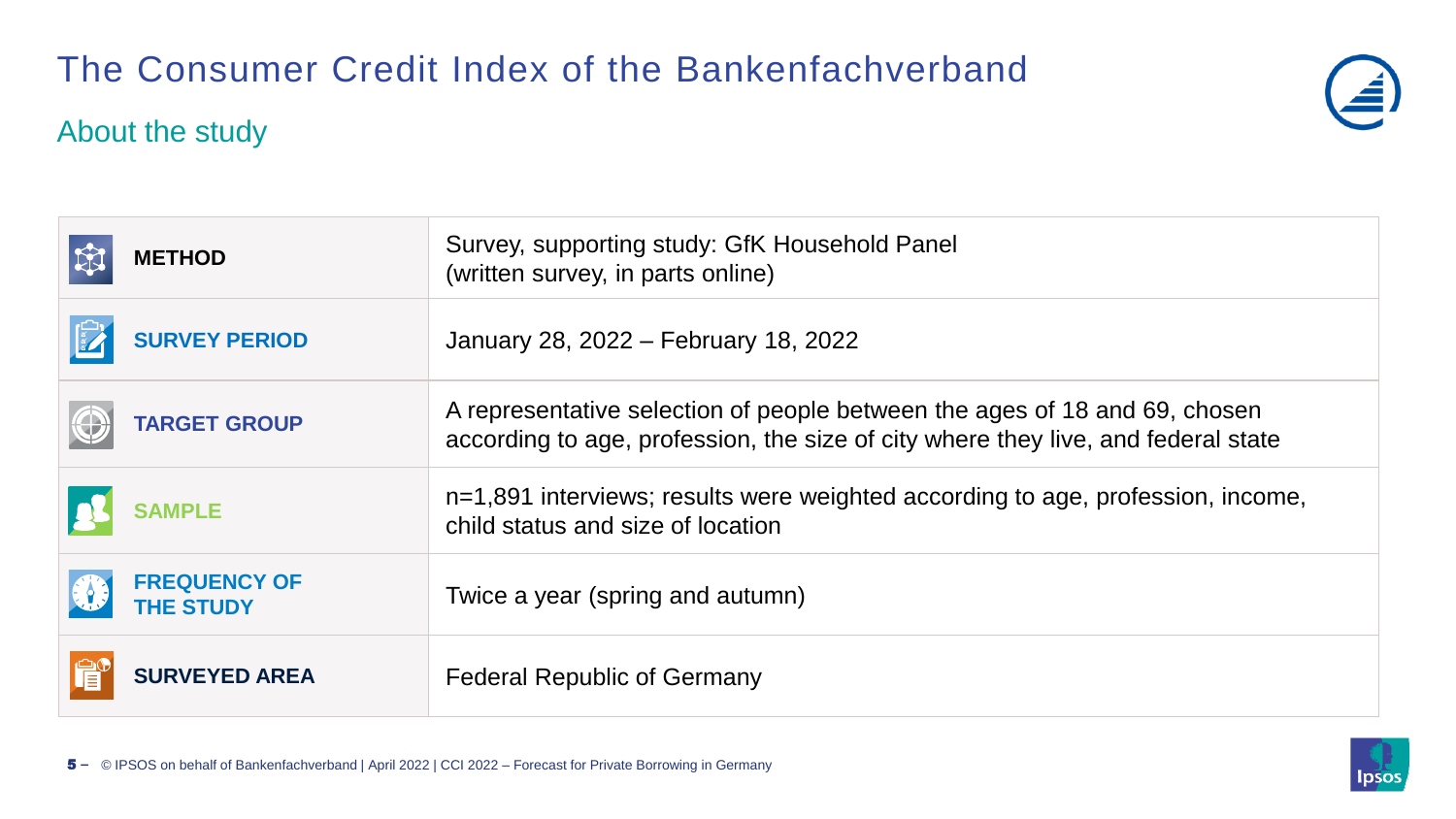# The Consumer Credit Index of the Bankenfachverband

## About the study

| | |
|---|---|
| **METHOD** | Survey, supporting study: GfK Household Panel (written survey, in parts online) |
| **SURVEY PERIOD** | January 28, 2022 – February 18, 2022 |
| **TARGET GROUP** | A representative selection of people between the ages of 18 and 69, chosen according to age, profession, the size of city where they live, and federal state |
| **SAMPLE** | n=1,891 interviews; results were weighted according to age, profession, income, child status and size of location |
| **FREQUENCY OF THE STUDY** | Twice a year (spring and autumn) |
| **SURVEYED AREA** | Federal Republic of Germany |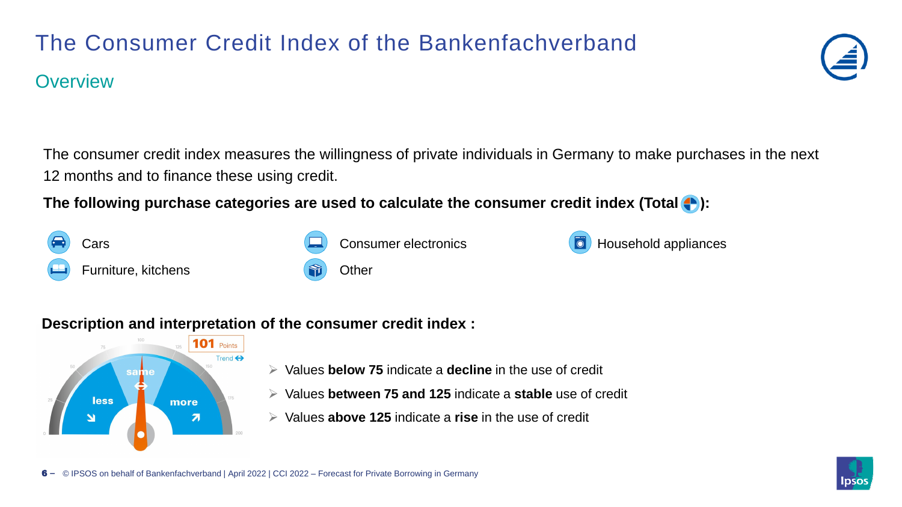# The Consumer Credit Index of the Bankenfachverband

## Overview

The consumer credit index measures the willingness of private individuals in Germany to make purchases in the next 12 months and to finance these using credit.

**The following purchase categories are used to calculate the consumer credit index (Total):**

- Cars
- Furniture, kitchens
- Consumer electronics
- Other
- Household appliances

**Description and interpretation of the consumer credit index :**

101 Points
Trend ⇔

- Values **below 75** indicate a **decline** in the use of credit
- Values **between 75 and 125** indicate a **stable** use of credit
- Values **above 125** indicate a **rise** in the use of credit

© IPSOS on behalf of Bankenfachverband | April 2022 | CCI 2022 – Forecast for Private Borrowing in Germany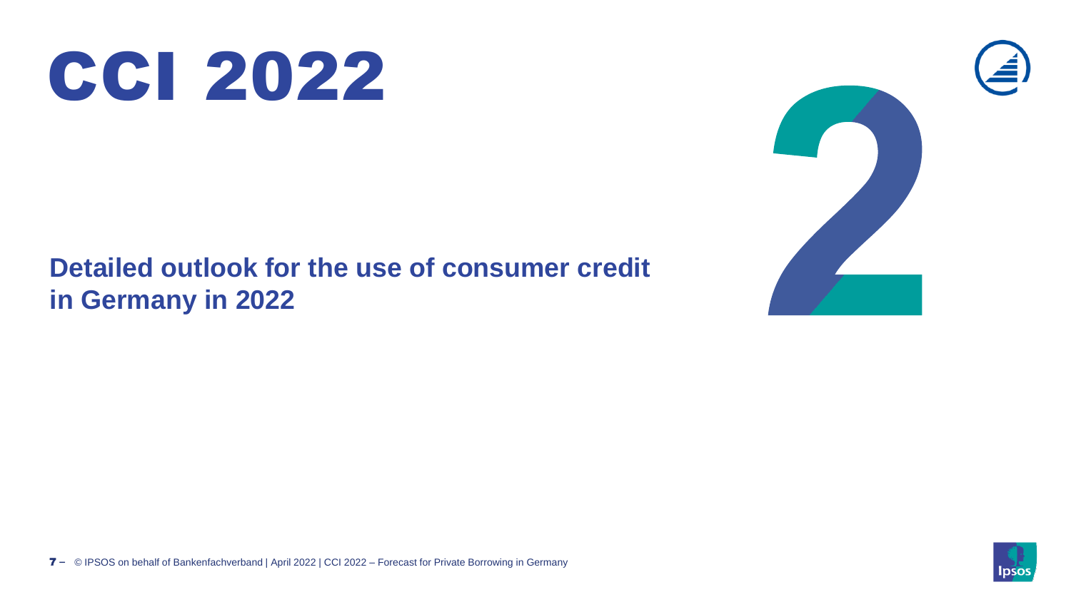# CCI 2022

## Detailed outlook for the use of consumer credit in Germany in 2022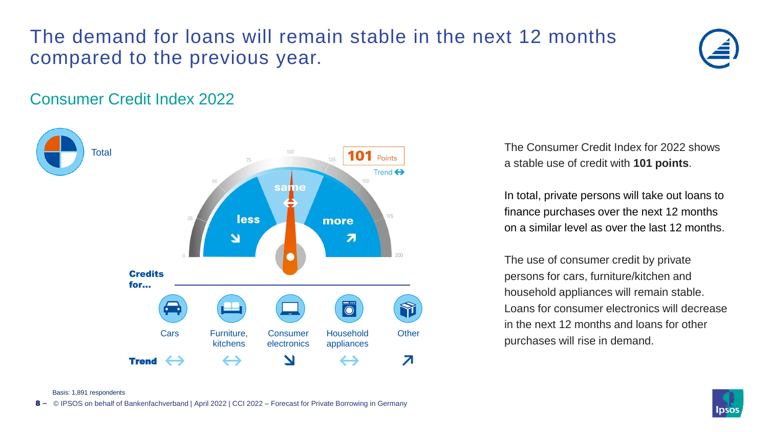# The demand for loans will remain stable in the next 12 months compared to the previous year.

## Consumer Credit Index 2022

Total

101 Points

Trend ↔

less ↘ | same ↔ | more ↗

0 · 25 · 50 · 75 · 100 · 125 · 150 · 175 · 200

**Credits for…**

| | Cars | Furniture, kitchens | Consumer electronics | Household appliances | Other |
|---|---|---|---|---|---|
| **Trend** | ↔ | ↔ | ↘ | ↔ | ↗ |

The Consumer Credit Index for 2022 shows a stable use of credit with **101 points**.

In total, private persons will take out loans to finance purchases over the next 12 months on a similar level as over the last 12 months.

The use of consumer credit by private persons for cars, furniture/kitchen and household appliances will remain stable. Loans for consumer electronics will decrease in the next 12 months and loans for other purchases will rise in demand.

Basis: 1,891 respondents

© IPSOS on behalf of Bankenfachverband | April 2022 | CCI 2022 – Forecast for Private Borrowing in Germany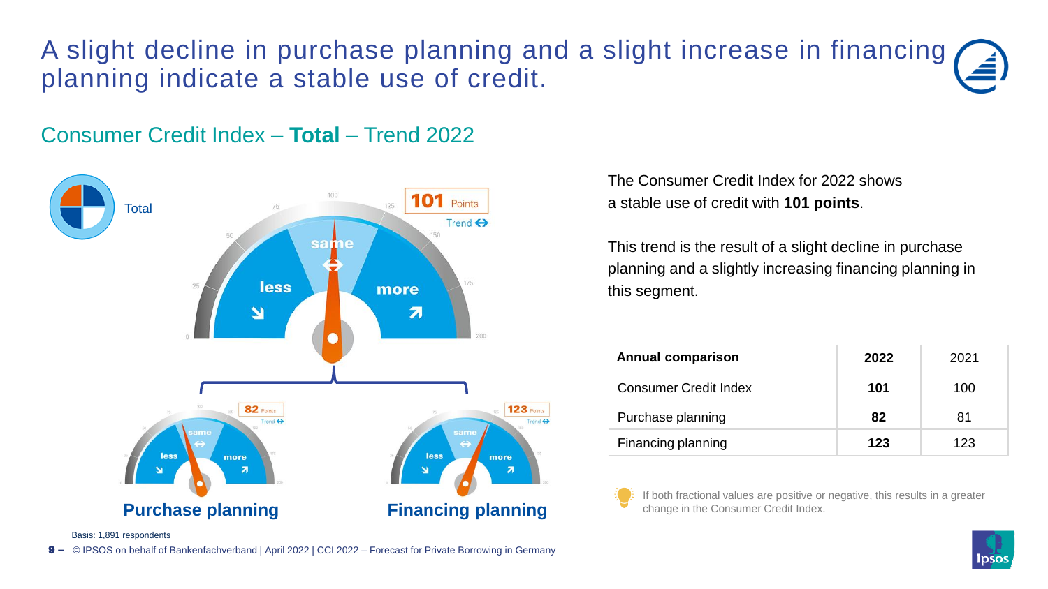# A slight decline in purchase planning and a slight increase in financing planning indicate a stable use of credit.

## Consumer Credit Index – **Total** – Trend 2022

Total

101 Points
Trend ⇔

less · same · more

82 Points
Trend ⇔

**Purchase planning**

123 Points
Trend ⇔

**Financing planning**

The Consumer Credit Index for 2022 shows a stable use of credit with **101 points**.

This trend is the result of a slight decline in purchase planning and a slightly increasing financing planning in this segment.

| **Annual comparison** | **2022** | 2021 |
| --- | --- | --- |
| Consumer Credit Index | **101** | 100 |
| Purchase planning | **82** | 81 |
| Financing planning | **123** | 123 |

If both fractional values are positive or negative, this results in a greater change in the Consumer Credit Index.

Basis: 1,891 respondents

© IPSOS on behalf of Bankenfachverband | April 2022 | CCI 2022 – Forecast for Private Borrowing in Germany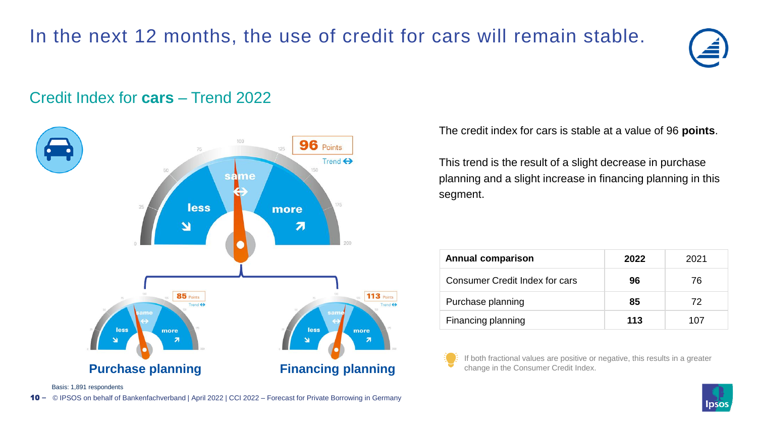# In the next 12 months, the use of credit for cars will remain stable.

## Credit Index for **cars** – Trend 2022

96 Points
Trend ⇔

less ↘ | same ⇔ | more ↗

85 Points
Trend ⇔

**Purchase planning**

113 Points
Trend ⇔

**Financing planning**

The credit index for cars is stable at a value of 96 **points**.

This trend is the result of a slight decrease in purchase planning and a slight increase in financing planning in this segment.

| **Annual comparison** | **2022** | 2021 |
|---|---|---|
| Consumer Credit Index for cars | **96** | 76 |
| Purchase planning | **85** | 72 |
| Financing planning | **113** | 107 |

If both fractional values are positive or negative, this results in a greater change in the Consumer Credit Index.

Basis: 1,891 respondents

© IPSOS on behalf of Bankenfachverband | April 2022 | CCI 2022 – Forecast for Private Borrowing in Germany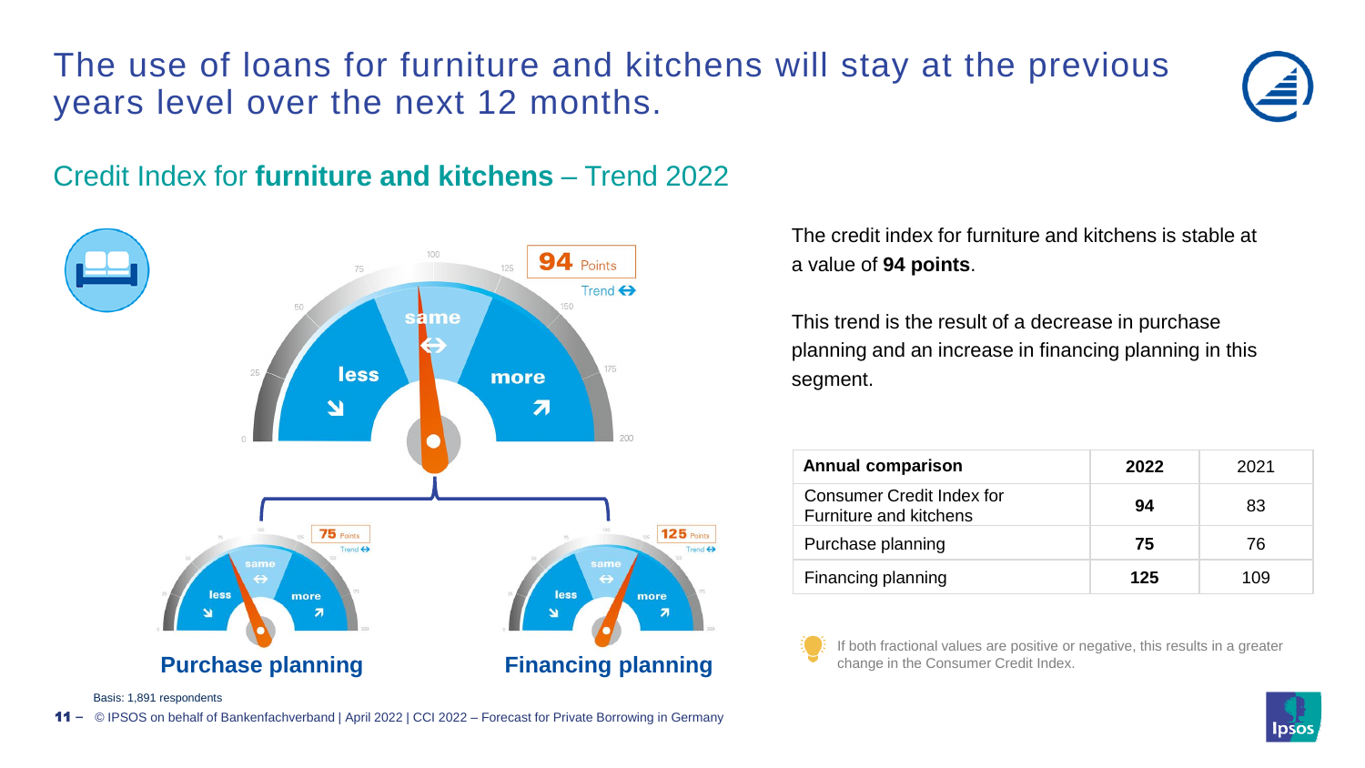# The use of loans for furniture and kitchens will stay at the previous years level over the next 12 months.

## Credit Index for **furniture and kitchens** – Trend 2022

**94** Points
Trend ⇔

less ↘ | same ⇔ | more ↗

**75** Points
Trend ⇔

**Purchase planning**

**125** Points
Trend ⇔

**Financing planning**

The credit index for furniture and kitchens is stable at a value of **94 points**.

This trend is the result of a decrease in purchase planning and an increase in financing planning in this segment.

| **Annual comparison** | **2022** | 2021 |
|---|---|---|
| Consumer Credit Index for Furniture and kitchens | **94** | 83 |
| Purchase planning | **75** | 76 |
| Financing planning | **125** | 109 |

If both fractional values are positive or negative, this results in a greater change in the Consumer Credit Index.

Basis: 1,891 respondents

© IPSOS on behalf of Bankenfachverband | April 2022 | CCI 2022 – Forecast for Private Borrowing in Germany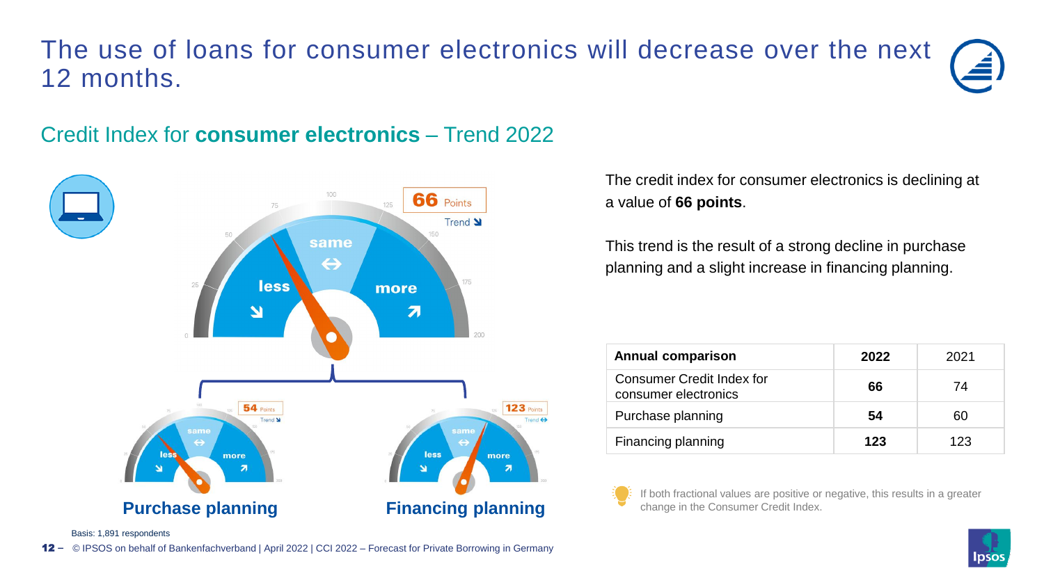# The use of loans for consumer electronics will decrease over the next 12 months.

## Credit Index for **consumer electronics** – Trend 2022

**66** Points
Trend ↘

less ↘ | same ↔ | more ↗

**54** Points
Trend ↘

**Purchase planning**

**123** Points
Trend ↔

**Financing planning**

The credit index for consumer electronics is declining at a value of **66 points**.

This trend is the result of a strong decline in purchase planning and a slight increase in financing planning.

| **Annual comparison** | **2022** | 2021 |
| --- | --- | --- |
| Consumer Credit Index for consumer electronics | **66** | 74 |
| Purchase planning | **54** | 60 |
| Financing planning | **123** | 123 |

If both fractional values are positive or negative, this results in a greater change in the Consumer Credit Index.

Basis: 1,891 respondents

© IPSOS on behalf of Bankenfachverband | April 2022 | CCI 2022 – Forecast for Private Borrowing in Germany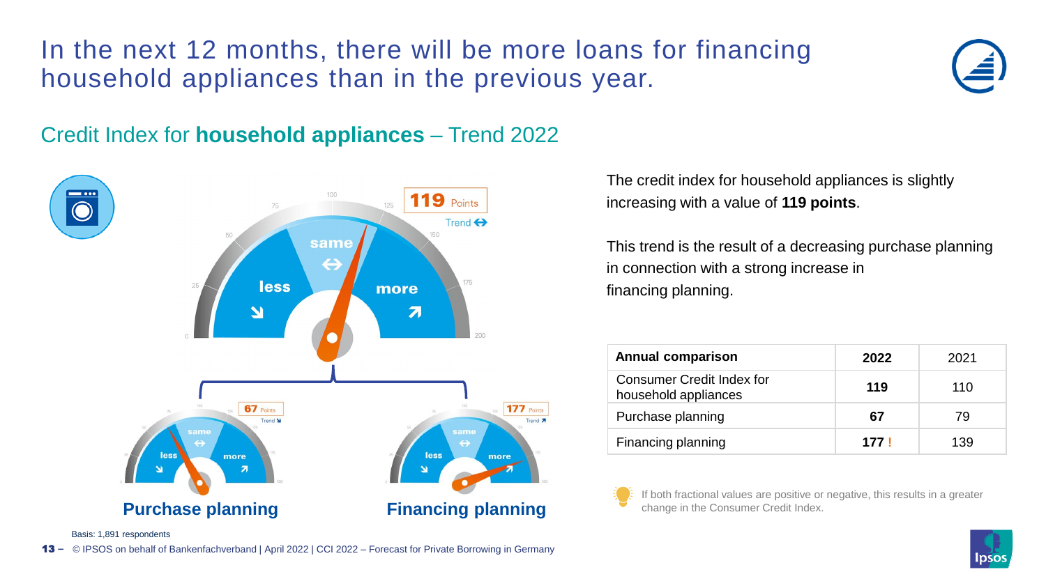# In the next 12 months, there will be more loans for financing household appliances than in the previous year.

## Credit Index for **household appliances** – Trend 2022

**119** Points
Trend ⇔

less ↘ | same ⇔ | more ↗

**67** Points
Trend ↘

**Purchase planning**

**177** Points
Trend ↗

**Financing planning**

The credit index for household appliances is slightly increasing with a value of **119 points**.

This trend is the result of a decreasing purchase planning in connection with a strong increase in financing planning.

| **Annual comparison** | **2022** | 2021 |
| --- | --- | --- |
| Consumer Credit Index for household appliances | **119** | 110 |
| Purchase planning | **67** | 79 |
| Financing planning | **177 !** | 139 |

If both fractional values are positive or negative, this results in a greater change in the Consumer Credit Index.

Basis: 1,891 respondents

© IPSOS on behalf of Bankenfachverband | April 2022 | CCI 2022 – Forecast for Private Borrowing in Germany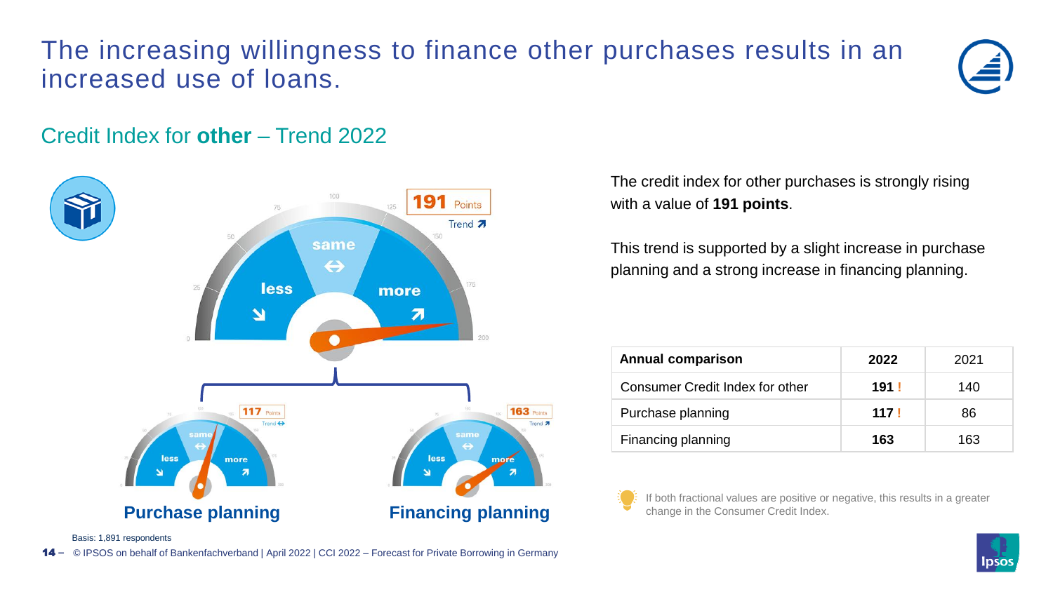# The increasing willingness to finance other purchases results in an increased use of loans.

## Credit Index for **other** – Trend 2022

**191** Points
Trend ↗

**Purchase planning** — 117 Points, Trend ↔

**Financing planning** — 163 Points, Trend ↗

The credit index for other purchases is strongly rising with a value of **191 points**.

This trend is supported by a slight increase in purchase planning and a strong increase in financing planning.

| Annual comparison | 2022 | 2021 |
|---|---|---|
| Consumer Credit Index for other | **191 !** | 140 |
| Purchase planning | **117 !** | 86 |
| Financing planning | **163** | 163 |

If both fractional values are positive or negative, this results in a greater change in the Consumer Credit Index.

Basis: 1,891 respondents

© IPSOS on behalf of Bankenfachverband | April 2022 | CCI 2022 – Forecast for Private Borrowing in Germany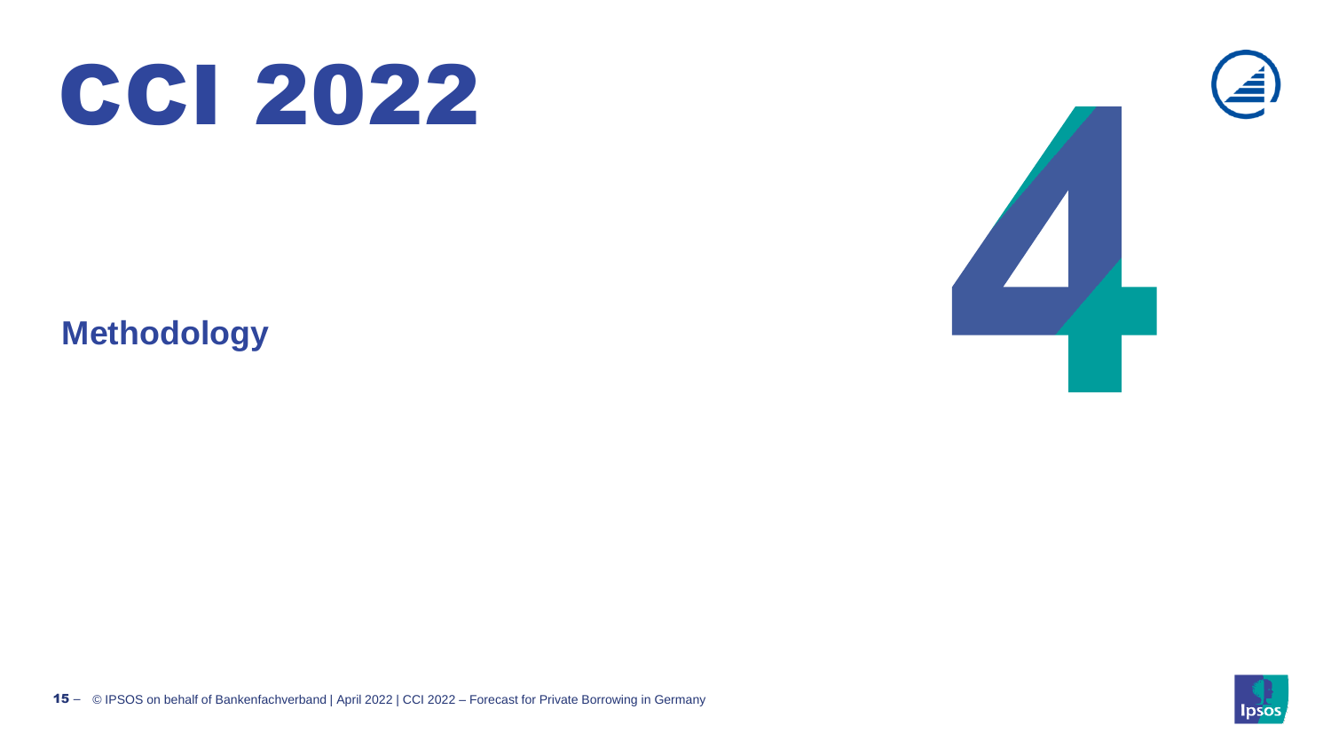# CCI 2022

4

## Methodology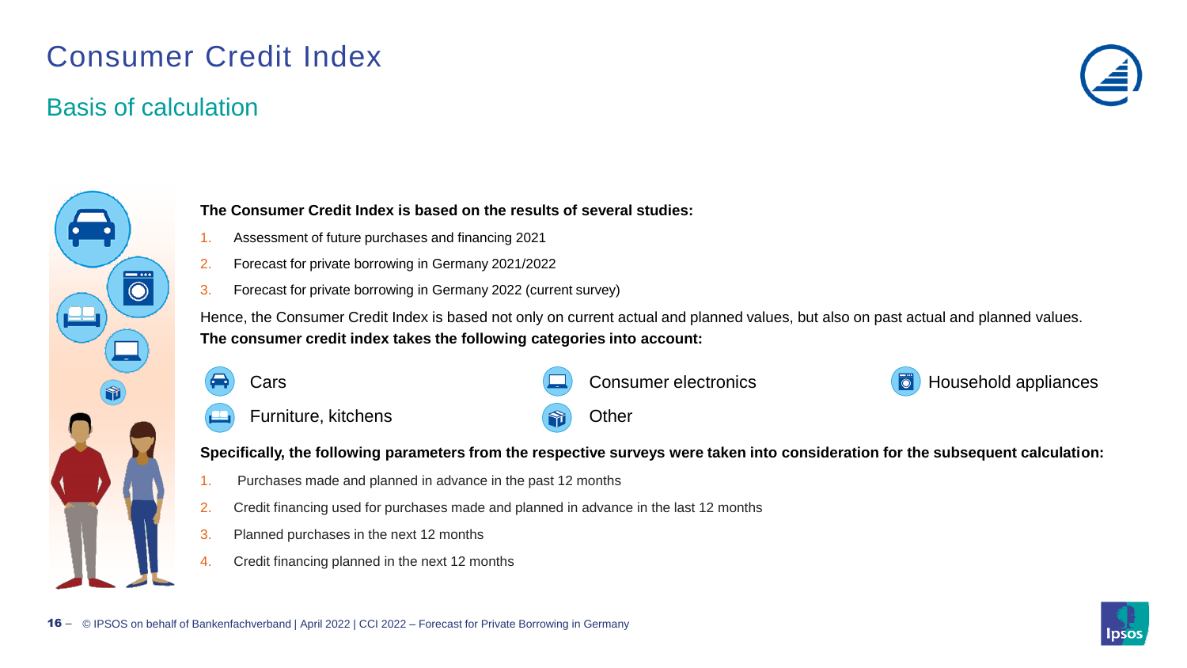# Consumer Credit Index

## Basis of calculation

**The Consumer Credit Index is based on the results of several studies:**

1. Assessment of future purchases and financing 2021
2. Forecast for private borrowing in Germany 2021/2022
3. Forecast for private borrowing in Germany 2022 (current survey)

Hence, the Consumer Credit Index is based not only on current actual and planned values, but also on past actual and planned values.

**The consumer credit index takes the following categories into account:**

- Cars
- Consumer electronics
- Household appliances
- Furniture, kitchens
- Other

**Specifically, the following parameters from the respective surveys were taken into consideration for the subsequent calculation:**

1. Purchases made and planned in advance in the past 12 months
2. Credit financing used for purchases made and planned in advance in the last 12 months
3. Planned purchases in the next 12 months
4. Credit financing planned in the next 12 months

© IPSOS on behalf of Bankenfachverband | April 2022 | CCI 2022 – Forecast for Private Borrowing in Germany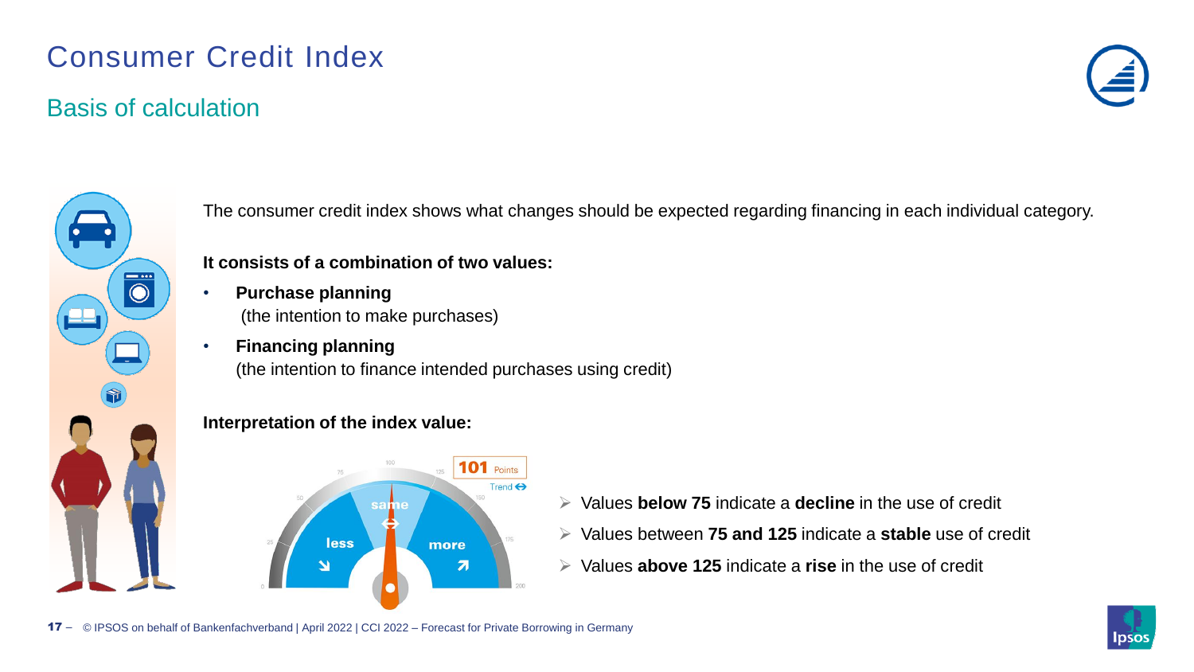# Consumer Credit Index

## Basis of calculation

The consumer credit index shows what changes should be expected regarding financing in each individual category.

**It consists of a combination of two values:**

- **Purchase planning** (the intention to make purchases)
- **Financing planning** (the intention to finance intended purchases using credit)

**Interpretation of the index value:**

- Values **below 75** indicate a **decline** in the use of credit
- Values between **75 and 125** indicate a **stable** use of credit
- Values **above 125** indicate a **rise** in the use of credit

© IPSOS on behalf of Bankenfachverband | April 2022 | CCI 2022 – Forecast for Private Borrowing in Germany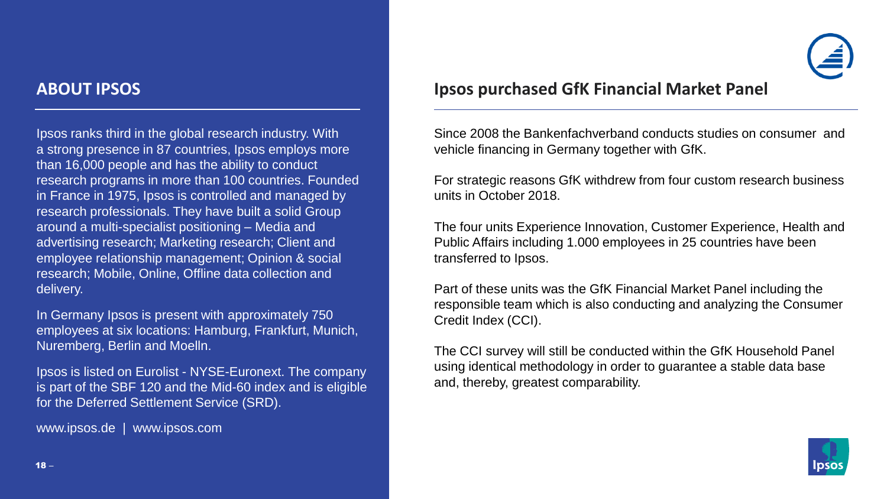## ABOUT IPSOS

Ipsos ranks third in the global research industry. With a strong presence in 87 countries, Ipsos employs more than 16,000 people and has the ability to conduct research programs in more than 100 countries. Founded in France in 1975, Ipsos is controlled and managed by research professionals. They have built a solid Group around a multi-specialist positioning – Media and advertising research; Marketing research; Client and employee relationship management; Opinion & social research; Mobile, Online, Offline data collection and delivery.

In Germany Ipsos is present with approximately 750 employees at six locations: Hamburg, Frankfurt, Munich, Nuremberg, Berlin and Moelln.

Ipsos is listed on Eurolist - NYSE-Euronext. The company is part of the SBF 120 and the Mid-60 index and is eligible for the Deferred Settlement Service (SRD).

www.ipsos.de | www.ipsos.com

## Ipsos purchased GfK Financial Market Panel

Since 2008 the Bankenfachverband conducts studies on consumer and vehicle financing in Germany together with GfK.

For strategic reasons GfK withdrew from four custom research business units in October 2018.

The four units Experience Innovation, Customer Experience, Health and Public Affairs including 1.000 employees in 25 countries have been transferred to Ipsos.

Part of these units was the GfK Financial Market Panel including the responsible team which is also conducting and analyzing the Consumer Credit Index (CCI).

The CCI survey will still be conducted within the GfK Household Panel using identical methodology in order to guarantee a stable data base and, thereby, greatest comparability.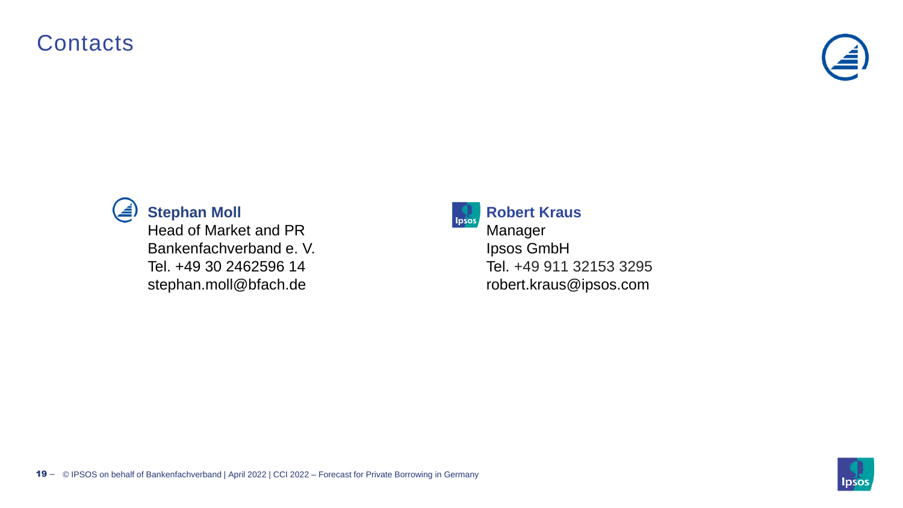# Contacts

**Stephan Moll**
Head of Market and PR
Bankenfachverband e. V.
Tel. +49 30 2462596 14
stephan.moll@bfach.de

**Robert Kraus**
Manager
Ipsos GmbH
Tel. +49 911 32153 3295
robert.kraus@ipsos.com